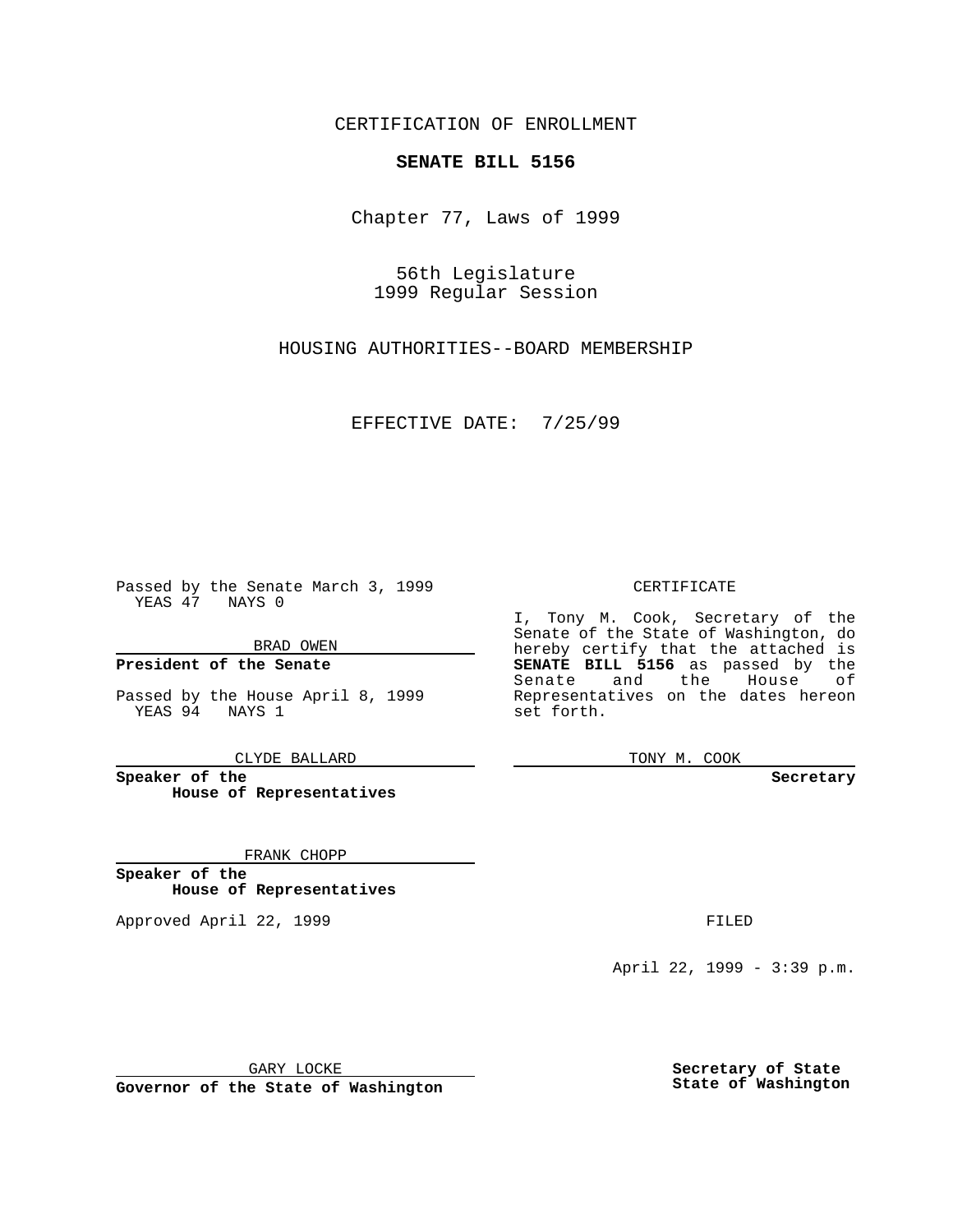CERTIFICATION OF ENROLLMENT

**SENATE BILL 5156**

Chapter 77, Laws of 1999

56th Legislature
1999 Regular Session

HOUSING AUTHORITIES--BOARD MEMBERSHIP

EFFECTIVE DATE: 7/25/99

Passed by the Senate March 3, 1999
YEAS 47 NAYS 0

BRAD OWEN

**President of the Senate**

Passed by the House April 8, 1999
YEAS 94 NAYS 1

CLYDE BALLARD

**Speaker of the House of Representatives**

FRANK CHOPP

**Speaker of the House of Representatives**

Approved April 22, 1999

GARY LOCKE

**Governor of the State of Washington**

CERTIFICATE

I, Tony M. Cook, Secretary of the Senate of the State of Washington, do hereby certify that the attached is **SENATE BILL 5156** as passed by the Senate and the House of Representatives on the dates hereon set forth.

TONY M. COOK

**Secretary**

FILED

April 22, 1999 - 3:39 p.m.

**Secretary of State State of Washington**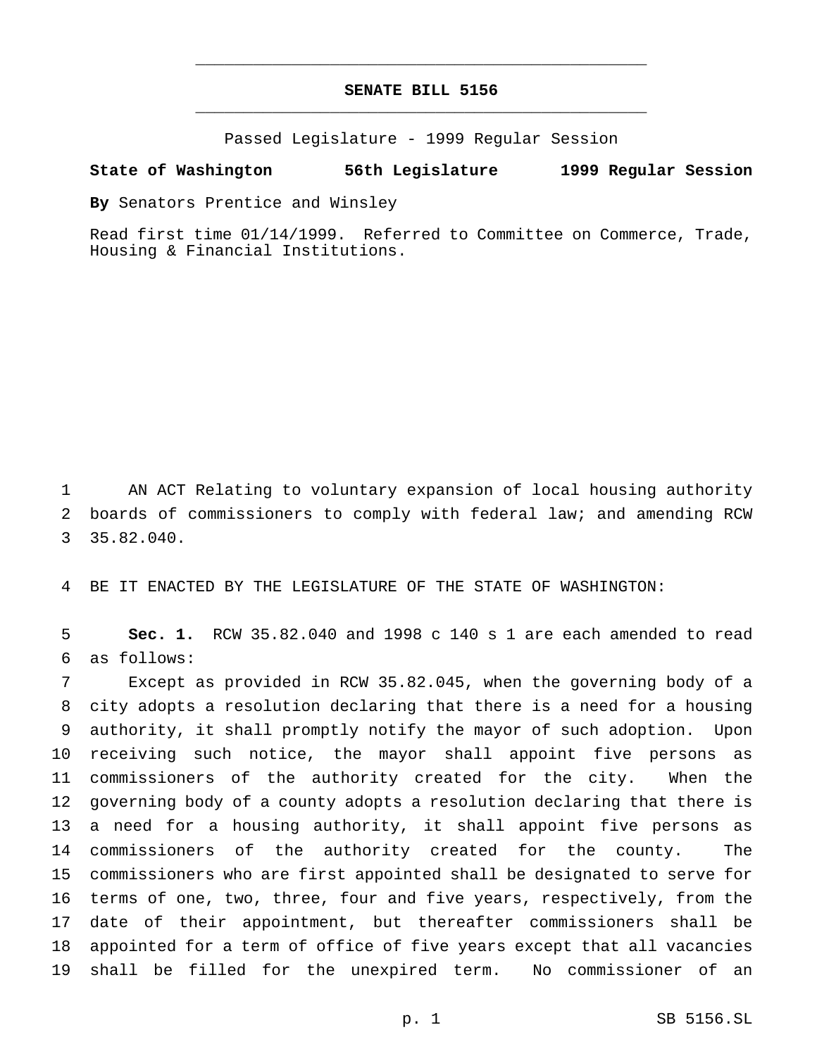# SENATE BILL 5156

Passed Legislature - 1999 Regular Session

**State of Washington 56th Legislature 1999 Regular Session**

**By** Senators Prentice and Winsley

Read first time 01/14/1999. Referred to Committee on Commerce, Trade, Housing & Financial Institutions.

AN ACT Relating to voluntary expansion of local housing authority boards of commissioners to comply with federal law; and amending RCW 35.82.040.

BE IT ENACTED BY THE LEGISLATURE OF THE STATE OF WASHINGTON:

**Sec. 1.** RCW 35.82.040 and 1998 c 140 s 1 are each amended to read as follows:

Except as provided in RCW 35.82.045, when the governing body of a city adopts a resolution declaring that there is a need for a housing authority, it shall promptly notify the mayor of such adoption. Upon receiving such notice, the mayor shall appoint five persons as commissioners of the authority created for the city. When the governing body of a county adopts a resolution declaring that there is a need for a housing authority, it shall appoint five persons as commissioners of the authority created for the county. The commissioners who are first appointed shall be designated to serve for terms of one, two, three, four and five years, respectively, from the date of their appointment, but thereafter commissioners shall be appointed for a term of office of five years except that all vacancies shall be filled for the unexpired term. No commissioner of an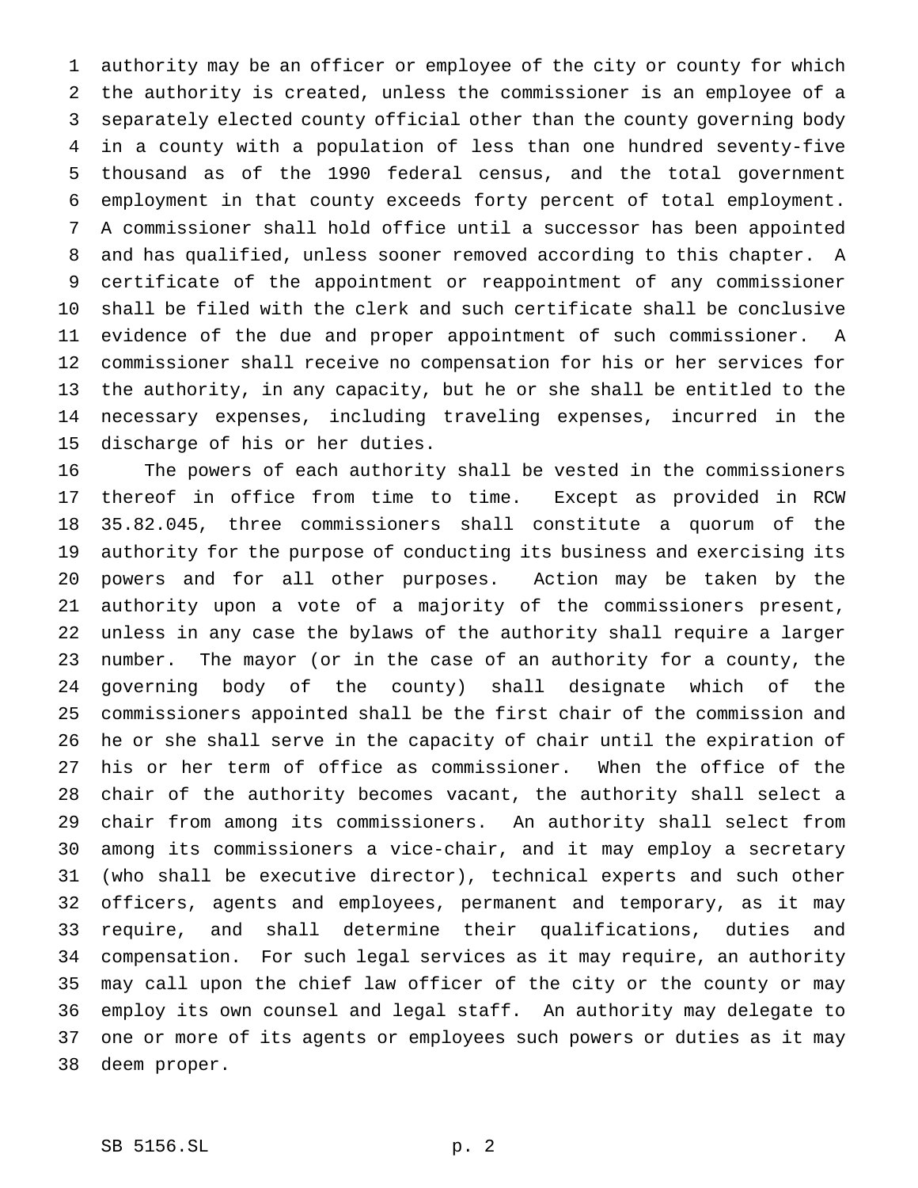authority may be an officer or employee of the city or county for which the authority is created, unless the commissioner is an employee of a separately elected county official other than the county governing body in a county with a population of less than one hundred seventy-five thousand as of the 1990 federal census, and the total government employment in that county exceeds forty percent of total employment. A commissioner shall hold office until a successor has been appointed and has qualified, unless sooner removed according to this chapter. A certificate of the appointment or reappointment of any commissioner shall be filed with the clerk and such certificate shall be conclusive evidence of the due and proper appointment of such commissioner. A commissioner shall receive no compensation for his or her services for the authority, in any capacity, but he or she shall be entitled to the necessary expenses, including traveling expenses, incurred in the discharge of his or her duties.

The powers of each authority shall be vested in the commissioners thereof in office from time to time. Except as provided in RCW 35.82.045, three commissioners shall constitute a quorum of the authority for the purpose of conducting its business and exercising its powers and for all other purposes. Action may be taken by the authority upon a vote of a majority of the commissioners present, unless in any case the bylaws of the authority shall require a larger number. The mayor (or in the case of an authority for a county, the governing body of the county) shall designate which of the commissioners appointed shall be the first chair of the commission and he or she shall serve in the capacity of chair until the expiration of his or her term of office as commissioner. When the office of the chair of the authority becomes vacant, the authority shall select a chair from among its commissioners. An authority shall select from among its commissioners a vice-chair, and it may employ a secretary (who shall be executive director), technical experts and such other officers, agents and employees, permanent and temporary, as it may require, and shall determine their qualifications, duties and compensation. For such legal services as it may require, an authority may call upon the chief law officer of the city or the county or may employ its own counsel and legal staff. An authority may delegate to one or more of its agents or employees such powers or duties as it may deem proper.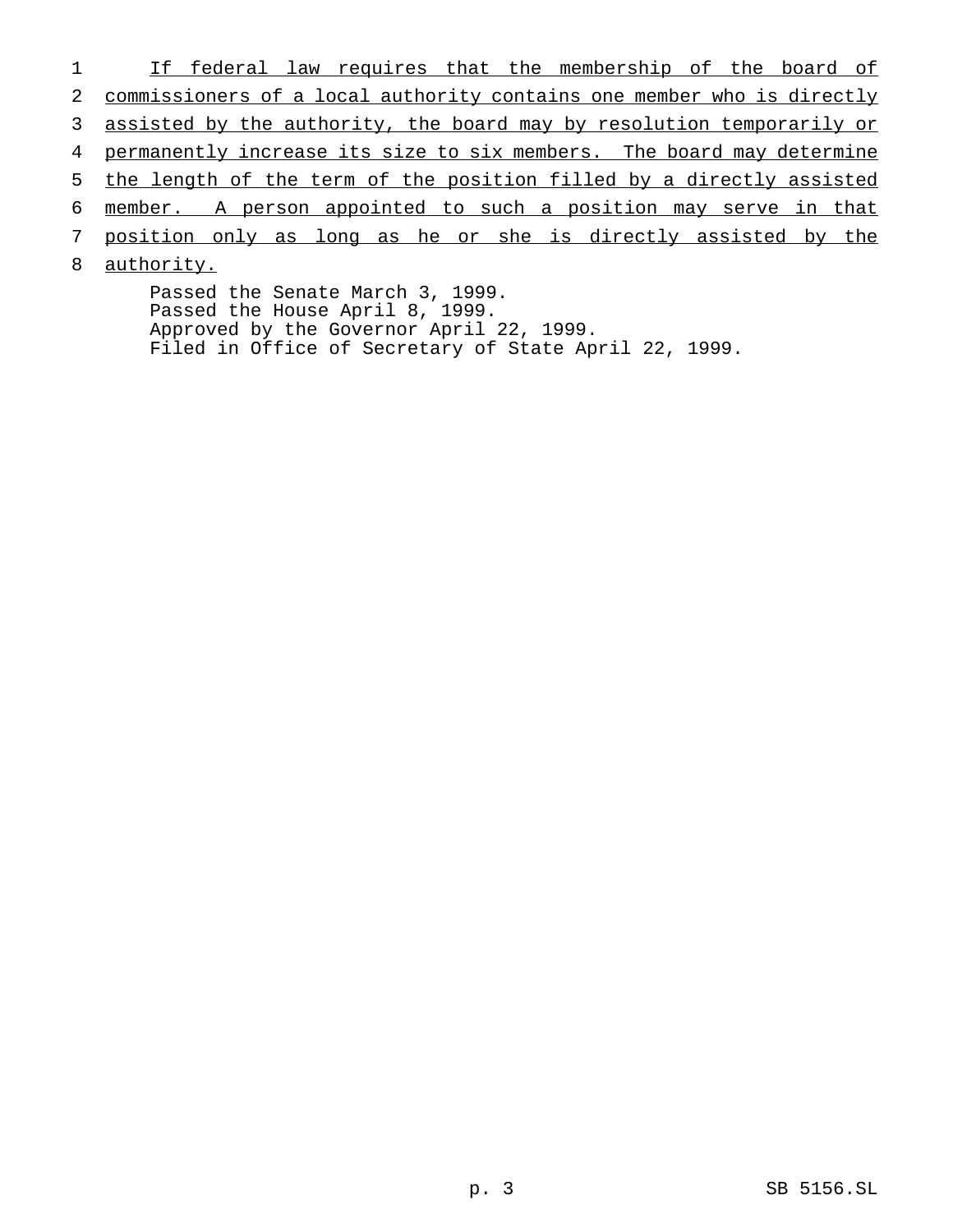If federal law requires that the membership of the board of commissioners of a local authority contains one member who is directly assisted by the authority, the board may by resolution temporarily or permanently increase its size to six members. The board may determine the length of the term of the position filled by a directly assisted member. A person appointed to such a position may serve in that position only as long as he or she is directly assisted by the authority.

Passed the Senate March 3, 1999.
Passed the House April 8, 1999.
Approved by the Governor April 22, 1999.
Filed in Office of Secretary of State April 22, 1999.